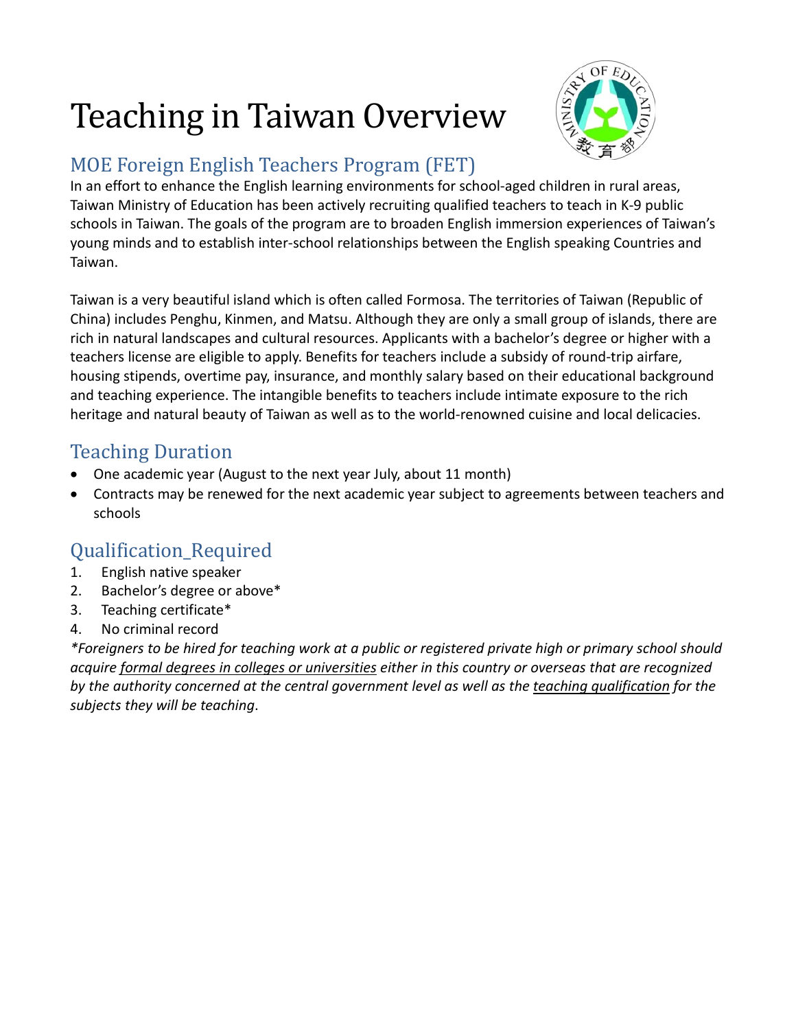# Teaching in Taiwan Overview

## MOE Foreign English Teachers Program (FET)

In an effort to enhance the English learning environments for school-aged children in rural areas, Taiwan Ministry of Education has been actively recruiting qualified teachers to teach in K-9 public schools in Taiwan. The goals of the program are to broaden English immersion experiences of Taiwan's young minds and to establish inter-school relationships between the English speaking Countries and Taiwan.

Taiwan is a very beautiful island which is often called Formosa. The territories of Taiwan (Republic of China) includes Penghu, Kinmen, and Matsu. Although they are only a small group of islands, there are rich in natural landscapes and cultural resources. Applicants with a bachelor's degree or higher with a teachers license are eligible to apply. Benefits for teachers include a subsidy of round-trip airfare, housing stipends, overtime pay, insurance, and monthly salary based on their educational background and teaching experience. The intangible benefits to teachers include intimate exposure to the rich heritage and natural beauty of Taiwan as well as to the world-renowned cuisine and local delicacies.

## Teaching Duration

- One academic year (August to the next year July, about 11 month)
- Contracts may be renewed for the next academic year subject to agreements between teachers and schools

## Qualification_Required

1. English native speaker
2. Bachelor's degree or above*
3. Teaching certificate*
4. No criminal record

*\*Foreigners to be hired for teaching work at a public or registered private high or primary school should acquire <u>formal degrees in colleges or universities</u> either in this country or overseas that are recognized by the authority concerned at the central government level as well as the <u>teaching qualification</u> for the subjects they will be teaching*.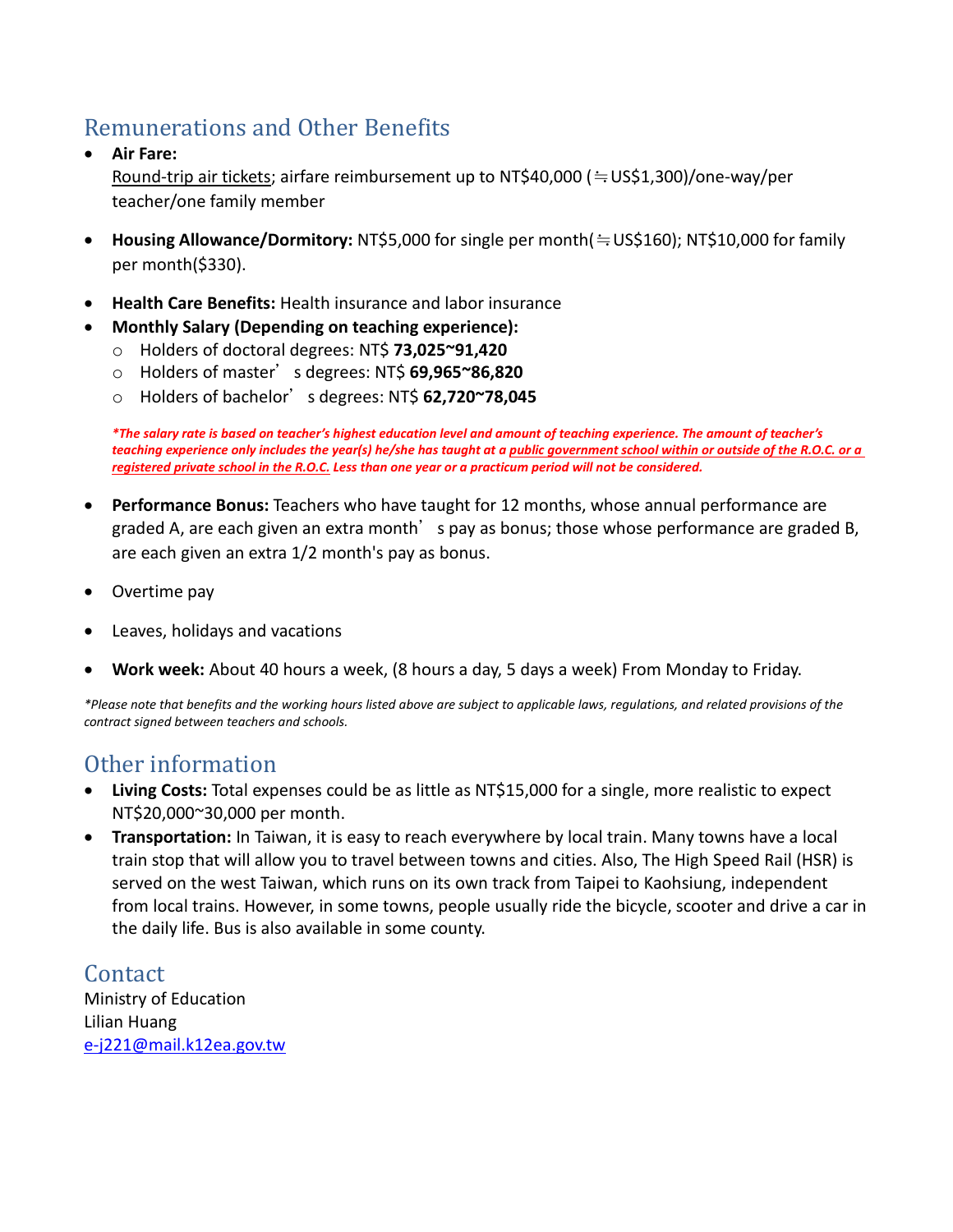## Remunerations and Other Benefits

- **Air Fare:**
  Round-trip air tickets; airfare reimbursement up to NT$40,000 (≒US$1,300)/one-way/per teacher/one family member
- **Housing Allowance/Dormitory:** NT$5,000 for single per month(≒US$160); NT$10,000 for family per month($330).
- **Health Care Benefits:** Health insurance and labor insurance
- **Monthly Salary (Depending on teaching experience):**
  - Holders of doctoral degrees: NT$ **73,025~91,420**
  - Holders of master's degrees: NT$ **69,965~86,820**
  - Holders of bachelor's degrees: NT$ **62,720~78,045**

***The salary rate is based on teacher's highest education level and amount of teaching experience. The amount of teacher's teaching experience only includes the year(s) he/she has taught at a public government school within or outside of the R.O.C. or a registered private school in the R.O.C. Less than one year or a practicum period will not be considered.***

- **Performance Bonus:** Teachers who have taught for 12 months, whose annual performance are graded A, are each given an extra month's pay as bonus; those whose performance are graded B, are each given an extra 1/2 month's pay as bonus.
- Overtime pay
- Leaves, holidays and vacations
- **Work week:** About 40 hours a week, (8 hours a day, 5 days a week) From Monday to Friday.

*\*Please note that benefits and the working hours listed above are subject to applicable laws, regulations, and related provisions of the contract signed between teachers and schools.*

## Other information

- **Living Costs:** Total expenses could be as little as NT$15,000 for a single, more realistic to expect NT$20,000~30,000 per month.
- **Transportation:** In Taiwan, it is easy to reach everywhere by local train. Many towns have a local train stop that will allow you to travel between towns and cities. Also, The High Speed Rail (HSR) is served on the west Taiwan, which runs on its own track from Taipei to Kaohsiung, independent from local trains. However, in some towns, people usually ride the bicycle, scooter and drive a car in the daily life. Bus is also available in some county.

## Contact

Ministry of Education
Lilian Huang
e-j221@mail.k12ea.gov.tw